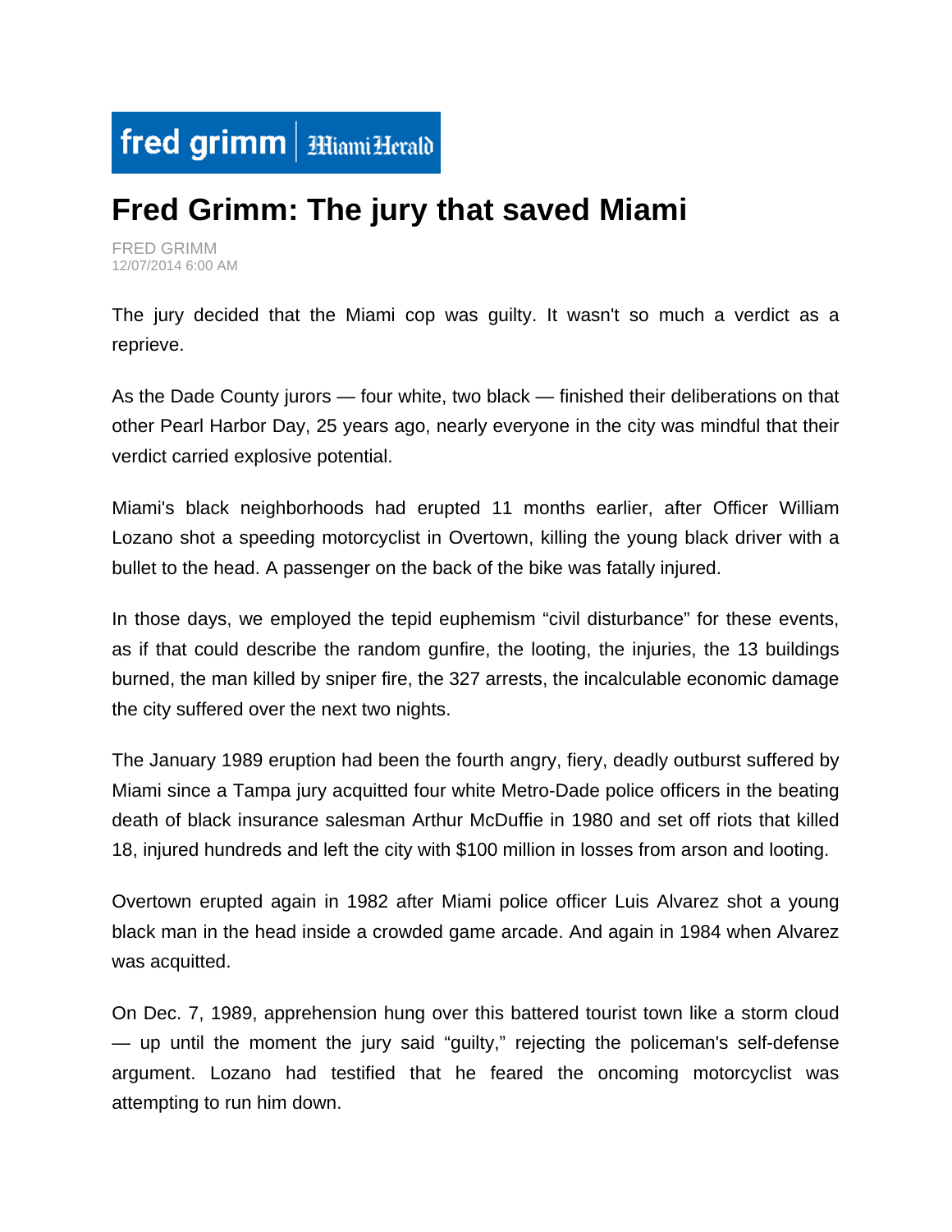fred grimm | Miami Herald

# Fred Grimm: The jury that saved Miami

FRED GRIMM
12/07/2014 6:00 AM

The jury decided that the Miami cop was guilty. It wasn't so much a verdict as a reprieve.

As the Dade County jurors — four white, two black — finished their deliberations on that other Pearl Harbor Day, 25 years ago, nearly everyone in the city was mindful that their verdict carried explosive potential.

Miami's black neighborhoods had erupted 11 months earlier, after Officer William Lozano shot a speeding motorcyclist in Overtown, killing the young black driver with a bullet to the head. A passenger on the back of the bike was fatally injured.

In those days, we employed the tepid euphemism "civil disturbance" for these events, as if that could describe the random gunfire, the looting, the injuries, the 13 buildings burned, the man killed by sniper fire, the 327 arrests, the incalculable economic damage the city suffered over the next two nights.

The January 1989 eruption had been the fourth angry, fiery, deadly outburst suffered by Miami since a Tampa jury acquitted four white Metro-Dade police officers in the beating death of black insurance salesman Arthur McDuffie in 1980 and set off riots that killed 18, injured hundreds and left the city with $100 million in losses from arson and looting.

Overtown erupted again in 1982 after Miami police officer Luis Alvarez shot a young black man in the head inside a crowded game arcade. And again in 1984 when Alvarez was acquitted.

On Dec. 7, 1989, apprehension hung over this battered tourist town like a storm cloud — up until the moment the jury said "guilty," rejecting the policeman's self-defense argument. Lozano had testified that he feared the oncoming motorcyclist was attempting to run him down.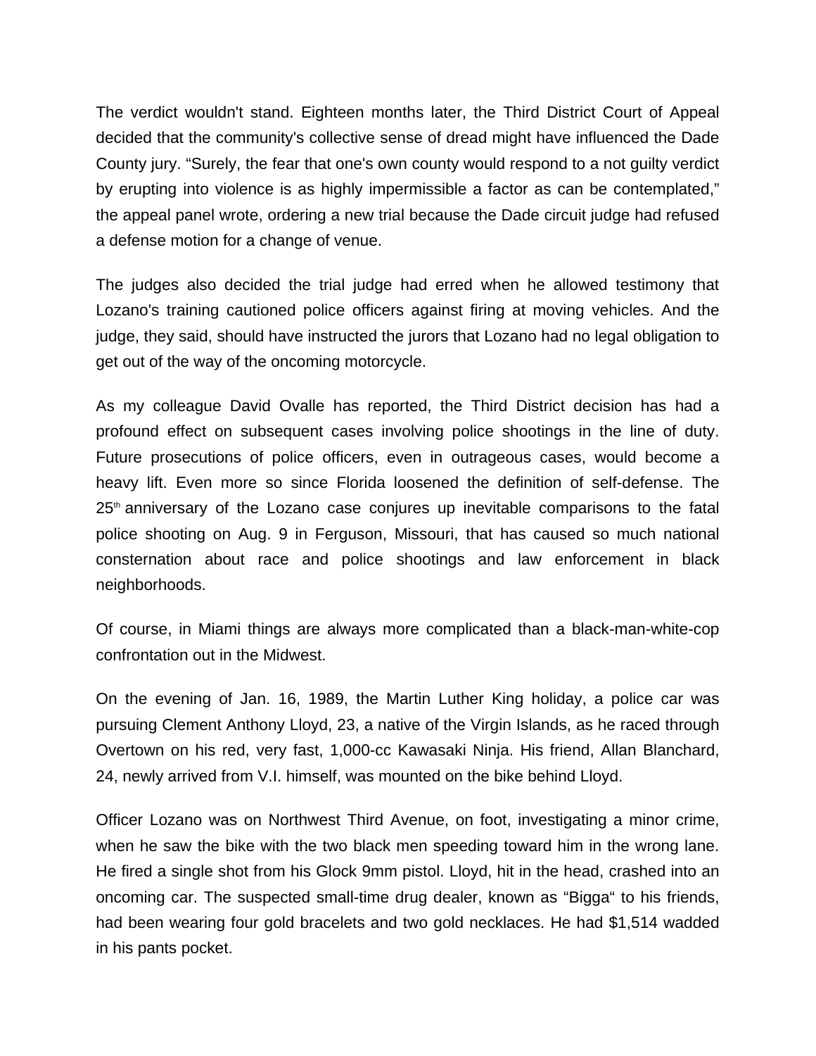The verdict wouldn't stand. Eighteen months later, the Third District Court of Appeal decided that the community's collective sense of dread might have influenced the Dade County jury. “Surely, the fear that one's own county would respond to a not guilty verdict by erupting into violence is as highly impermissible a factor as can be contemplated,” the appeal panel wrote, ordering a new trial because the Dade circuit judge had refused a defense motion for a change of venue.

The judges also decided the trial judge had erred when he allowed testimony that Lozano's training cautioned police officers against firing at moving vehicles. And the judge, they said, should have instructed the jurors that Lozano had no legal obligation to get out of the way of the oncoming motorcycle.

As my colleague David Ovalle has reported, the Third District decision has had a profound effect on subsequent cases involving police shootings in the line of duty. Future prosecutions of police officers, even in outrageous cases, would become a heavy lift. Even more so since Florida loosened the definition of self-defense. The 25th anniversary of the Lozano case conjures up inevitable comparisons to the fatal police shooting on Aug. 9 in Ferguson, Missouri, that has caused so much national consternation about race and police shootings and law enforcement in black neighborhoods.

Of course, in Miami things are always more complicated than a black-man-white-cop confrontation out in the Midwest.

On the evening of Jan. 16, 1989, the Martin Luther King holiday, a police car was pursuing Clement Anthony Lloyd, 23, a native of the Virgin Islands, as he raced through Overtown on his red, very fast, 1,000-cc Kawasaki Ninja. His friend, Allan Blanchard, 24, newly arrived from V.I. himself, was mounted on the bike behind Lloyd.

Officer Lozano was on Northwest Third Avenue, on foot, investigating a minor crime, when he saw the bike with the two black men speeding toward him in the wrong lane. He fired a single shot from his Glock 9mm pistol. Lloyd, hit in the head, crashed into an oncoming car. The suspected small-time drug dealer, known as “Bigga“ to his friends, had been wearing four gold bracelets and two gold necklaces. He had $1,514 wadded in his pants pocket.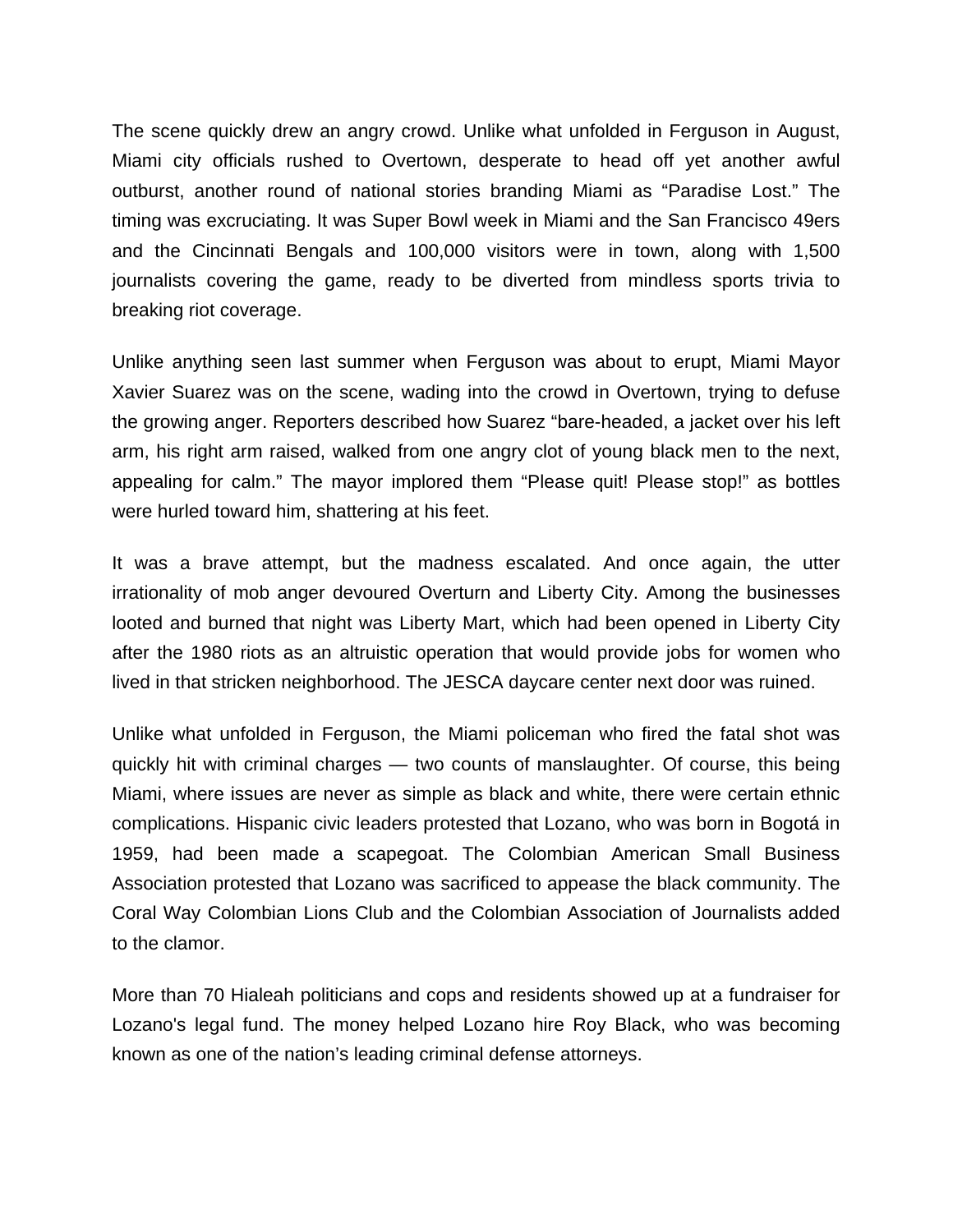The scene quickly drew an angry crowd. Unlike what unfolded in Ferguson in August, Miami city officials rushed to Overtown, desperate to head off yet another awful outburst, another round of national stories branding Miami as "Paradise Lost." The timing was excruciating. It was Super Bowl week in Miami and the San Francisco 49ers and the Cincinnati Bengals and 100,000 visitors were in town, along with 1,500 journalists covering the game, ready to be diverted from mindless sports trivia to breaking riot coverage.

Unlike anything seen last summer when Ferguson was about to erupt, Miami Mayor Xavier Suarez was on the scene, wading into the crowd in Overtown, trying to defuse the growing anger. Reporters described how Suarez "bare-headed, a jacket over his left arm, his right arm raised, walked from one angry clot of young black men to the next, appealing for calm." The mayor implored them "Please quit! Please stop!" as bottles were hurled toward him, shattering at his feet.

It was a brave attempt, but the madness escalated. And once again, the utter irrationality of mob anger devoured Overturn and Liberty City. Among the businesses looted and burned that night was Liberty Mart, which had been opened in Liberty City after the 1980 riots as an altruistic operation that would provide jobs for women who lived in that stricken neighborhood. The JESCA daycare center next door was ruined.

Unlike what unfolded in Ferguson, the Miami policeman who fired the fatal shot was quickly hit with criminal charges — two counts of manslaughter. Of course, this being Miami, where issues are never as simple as black and white, there were certain ethnic complications. Hispanic civic leaders protested that Lozano, who was born in Bogotá in 1959, had been made a scapegoat. The Colombian American Small Business Association protested that Lozano was sacrificed to appease the black community. The Coral Way Colombian Lions Club and the Colombian Association of Journalists added to the clamor.

More than 70 Hialeah politicians and cops and residents showed up at a fundraiser for Lozano's legal fund. The money helped Lozano hire Roy Black, who was becoming known as one of the nation's leading criminal defense attorneys.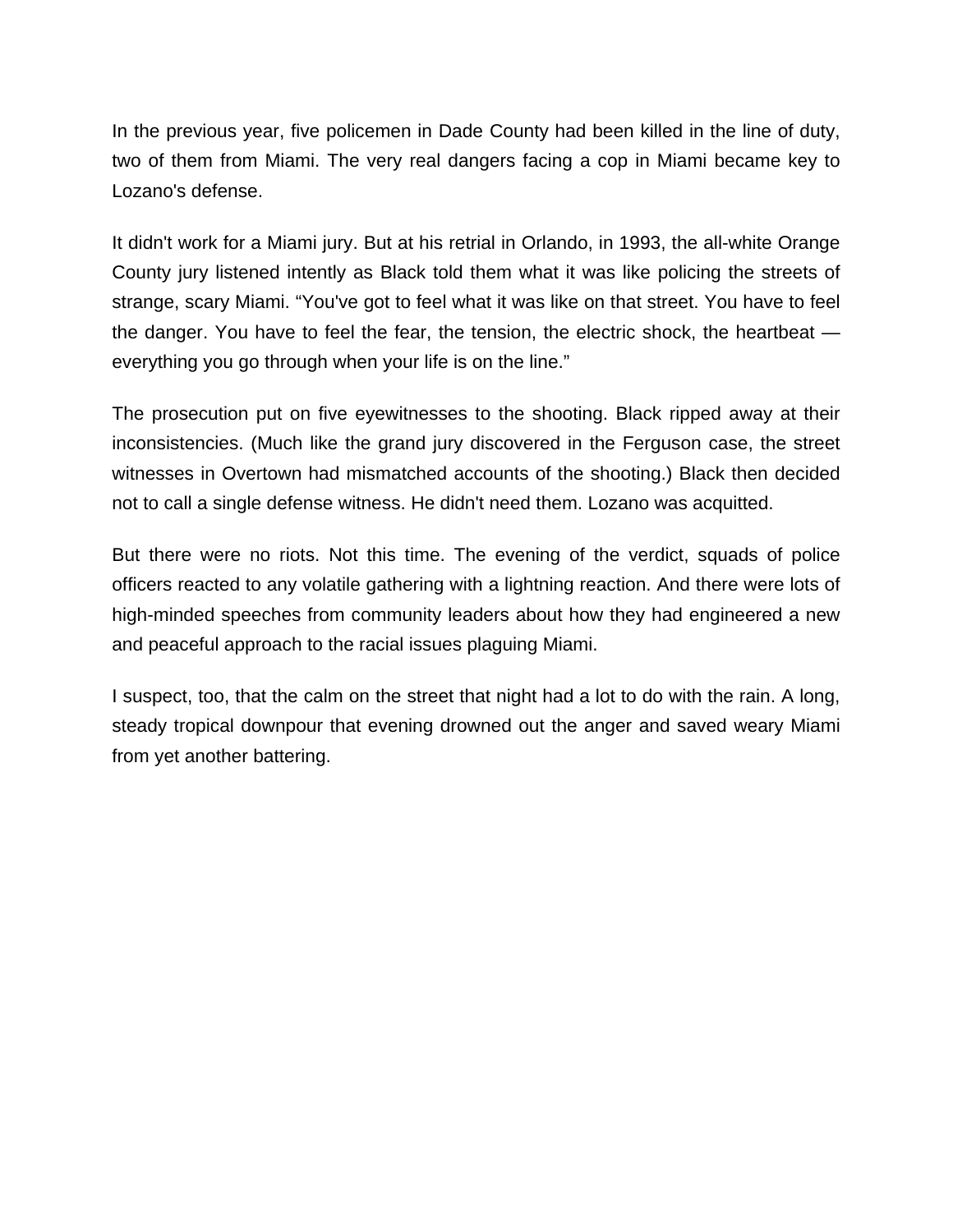In the previous year, five policemen in Dade County had been killed in the line of duty, two of them from Miami. The very real dangers facing a cop in Miami became key to Lozano's defense.

It didn't work for a Miami jury. But at his retrial in Orlando, in 1993, the all-white Orange County jury listened intently as Black told them what it was like policing the streets of strange, scary Miami. “You've got to feel what it was like on that street. You have to feel the danger. You have to feel the fear, the tension, the electric shock, the heartbeat — everything you go through when your life is on the line.”

The prosecution put on five eyewitnesses to the shooting. Black ripped away at their inconsistencies. (Much like the grand jury discovered in the Ferguson case, the street witnesses in Overtown had mismatched accounts of the shooting.) Black then decided not to call a single defense witness. He didn't need them. Lozano was acquitted.

But there were no riots. Not this time. The evening of the verdict, squads of police officers reacted to any volatile gathering with a lightning reaction. And there were lots of high-minded speeches from community leaders about how they had engineered a new and peaceful approach to the racial issues plaguing Miami.

I suspect, too, that the calm on the street that night had a lot to do with the rain. A long, steady tropical downpour that evening drowned out the anger and saved weary Miami from yet another battering.